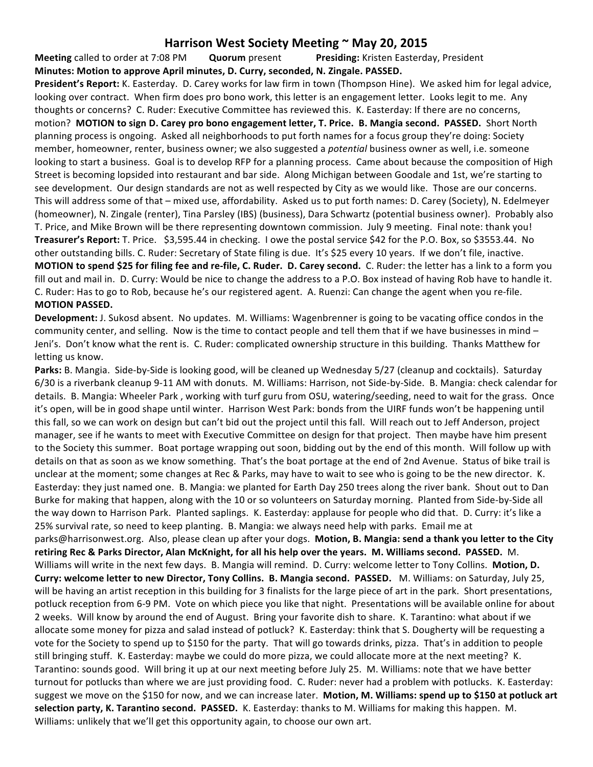# Harrison West Society Meeting ~ May 20, 2015

**Meeting** called to order at 7:08 PM **Quorum** present **Presiding:** Kristen Easterday, President

**Minutes: Motion to approve April minutes, D. Curry, seconded, N. Zingale. PASSED.**

**President's Report:** K. Easterday. D. Carey works for law firm in town (Thompson Hine). We asked him for legal advice, looking over contract. When firm does pro bono work, this letter is an engagement letter. Looks legit to me. Any thoughts or concerns? C. Ruder: Executive Committee has reviewed this. K. Easterday: If there are no concerns, motion? **MOTION to sign D. Carey pro bono engagement letter, T. Price. B. Mangia second. PASSED.** Short North planning process is ongoing. Asked all neighborhoods to put forth names for a focus group they're doing: Society member, homeowner, renter, business owner; we also suggested a *potential* business owner as well, i.e. someone looking to start a business. Goal is to develop RFP for a planning process. Came about because the composition of High Street is becoming lopsided into restaurant and bar side. Along Michigan between Goodale and 1st, we're starting to see development. Our design standards are not as well respected by City as we would like. Those are our concerns. This will address some of that – mixed use, affordability. Asked us to put forth names: D. Carey (Society), N. Edelmeyer (homeowner), N. Zingale (renter), Tina Parsley (IBS) (business), Dara Schwartz (potential business owner). Probably also T. Price, and Mike Brown will be there representing downtown commission. July 9 meeting. Final note: thank you!

**Treasurer's Report:** T. Price. $3,595.44 in checking. I owe the postal service $42 for the P.O. Box, so $3553.44. No other outstanding bills. C. Ruder: Secretary of State filing is due. It's $25 every 10 years. If we don't file, inactive. **MOTION to spend $25 for filing fee and re-file, C. Ruder. D. Carey second.** C. Ruder: the letter has a link to a form you fill out and mail in. D. Curry: Would be nice to change the address to a P.O. Box instead of having Rob have to handle it. C. Ruder: Has to go to Rob, because he's our registered agent. A. Ruenzi: Can change the agent when you re-file. **MOTION PASSED.**

**Development:** J. Sukosd absent. No updates. M. Williams: Wagenbrenner is going to be vacating office condos in the community center, and selling. Now is the time to contact people and tell them that if we have businesses in mind – Jeni's. Don't know what the rent is. C. Ruder: complicated ownership structure in this building. Thanks Matthew for letting us know.

**Parks:** B. Mangia. Side-by-Side is looking good, will be cleaned up Wednesday 5/27 (cleanup and cocktails). Saturday 6/30 is a riverbank cleanup 9-11 AM with donuts. M. Williams: Harrison, not Side-by-Side. B. Mangia: check calendar for details. B. Mangia: Wheeler Park , working with turf guru from OSU, watering/seeding, need to wait for the grass. Once it's open, will be in good shape until winter. Harrison West Park: bonds from the UIRF funds won't be happening until this fall, so we can work on design but can't bid out the project until this fall. Will reach out to Jeff Anderson, project manager, see if he wants to meet with Executive Committee on design for that project. Then maybe have him present to the Society this summer. Boat portage wrapping out soon, bidding out by the end of this month. Will follow up with details on that as soon as we know something. That's the boat portage at the end of 2nd Avenue. Status of bike trail is unclear at the moment; some changes at Rec & Parks, may have to wait to see who is going to be the new director. K. Easterday: they just named one. B. Mangia: we planted for Earth Day 250 trees along the river bank. Shout out to Dan Burke for making that happen, along with the 10 or so volunteers on Saturday morning. Planted from Side-by-Side all the way down to Harrison Park. Planted saplings. K. Easterday: applause for people who did that. D. Curry: it's like a 25% survival rate, so need to keep planting. B. Mangia: we always need help with parks. Email me at parks@harrisonwest.org. Also, please clean up after your dogs. **Motion, B. Mangia: send a thank you letter to the City retiring Rec & Parks Director, Alan McKnight, for all his help over the years. M. Williams second. PASSED.** M. Williams will write in the next few days. B. Mangia will remind. D. Curry: welcome letter to Tony Collins. **Motion, D. Curry: welcome letter to new Director, Tony Collins. B. Mangia second. PASSED.** M. Williams: on Saturday, July 25, will be having an artist reception in this building for 3 finalists for the large piece of art in the park. Short presentations, potluck reception from 6-9 PM. Vote on which piece you like that night. Presentations will be available online for about 2 weeks. Will know by around the end of August. Bring your favorite dish to share. K. Tarantino: what about if we allocate some money for pizza and salad instead of potluck? K. Easterday: think that S. Dougherty will be requesting a vote for the Society to spend up to $150 for the party. That will go towards drinks, pizza. That's in addition to people still bringing stuff. K. Easterday: maybe we could do more pizza, we could allocate more at the next meeting? K. Tarantino: sounds good. Will bring it up at our next meeting before July 25. M. Williams: note that we have better turnout for potlucks than where we are just providing food. C. Ruder: never had a problem with potlucks. K. Easterday: suggest we move on the $150 for now, and we can increase later. **Motion, M. Williams: spend up to $150 at potluck art selection party, K. Tarantino second. PASSED.** K. Easterday: thanks to M. Williams for making this happen. M. Williams: unlikely that we'll get this opportunity again, to choose our own art.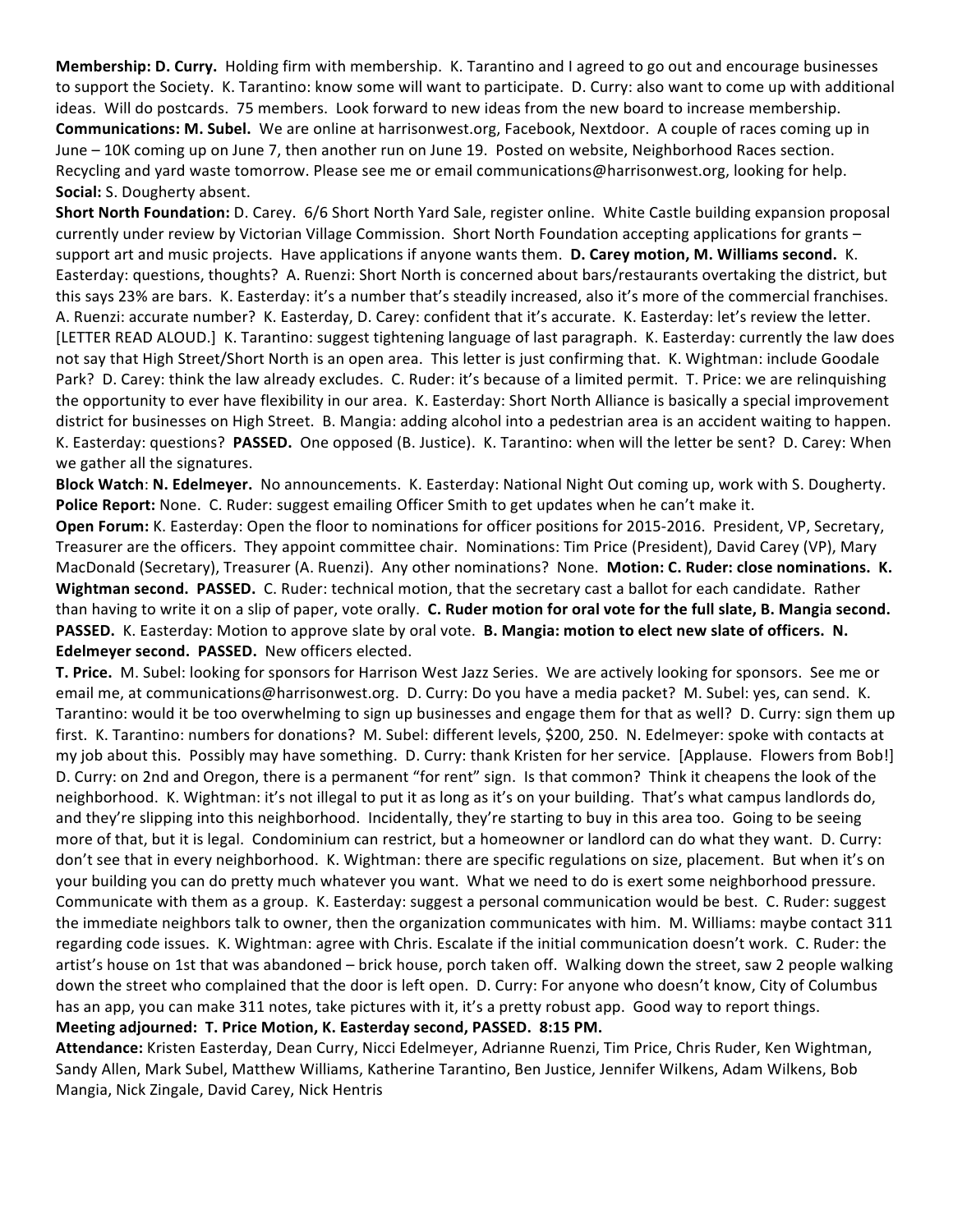**Membership: D. Curry.** Holding firm with membership. K. Tarantino and I agreed to go out and encourage businesses to support the Society. K. Tarantino: know some will want to participate. D. Curry: also want to come up with additional ideas. Will do postcards. 75 members. Look forward to new ideas from the new board to increase membership.

**Communications: M. Subel.** We are online at harrisonwest.org, Facebook, Nextdoor. A couple of races coming up in June – 10K coming up on June 7, then another run on June 19. Posted on website, Neighborhood Races section. Recycling and yard waste tomorrow. Please see me or email communications@harrisonwest.org, looking for help.

**Social:** S. Dougherty absent.

**Short North Foundation:** D. Carey. 6/6 Short North Yard Sale, register online. White Castle building expansion proposal currently under review by Victorian Village Commission. Short North Foundation accepting applications for grants – support art and music projects. Have applications if anyone wants them. **D. Carey motion, M. Williams second.** K. Easterday: questions, thoughts? A. Ruenzi: Short North is concerned about bars/restaurants overtaking the district, but this says 23% are bars. K. Easterday: it's a number that's steadily increased, also it's more of the commercial franchises. A. Ruenzi: accurate number? K. Easterday, D. Carey: confident that it's accurate. K. Easterday: let's review the letter. [LETTER READ ALOUD.] K. Tarantino: suggest tightening language of last paragraph. K. Easterday: currently the law does not say that High Street/Short North is an open area. This letter is just confirming that. K. Wightman: include Goodale Park? D. Carey: think the law already excludes. C. Ruder: it's because of a limited permit. T. Price: we are relinquishing the opportunity to ever have flexibility in our area. K. Easterday: Short North Alliance is basically a special improvement district for businesses on High Street. B. Mangia: adding alcohol into a pedestrian area is an accident waiting to happen. K. Easterday: questions? **PASSED.** One opposed (B. Justice). K. Tarantino: when will the letter be sent? D. Carey: When we gather all the signatures.

**Block Watch**: **N. Edelmeyer.** No announcements. K. Easterday: National Night Out coming up, work with S. Dougherty.

**Police Report:** None. C. Ruder: suggest emailing Officer Smith to get updates when he can't make it.

**Open Forum:** K. Easterday: Open the floor to nominations for officer positions for 2015-2016. President, VP, Secretary, Treasurer are the officers. They appoint committee chair. Nominations: Tim Price (President), David Carey (VP), Mary MacDonald (Secretary), Treasurer (A. Ruenzi). Any other nominations? None. **Motion: C. Ruder: close nominations. K. Wightman second. PASSED.** C. Ruder: technical motion, that the secretary cast a ballot for each candidate. Rather than having to write it on a slip of paper, vote orally. **C. Ruder motion for oral vote for the full slate, B. Mangia second. PASSED.** K. Easterday: Motion to approve slate by oral vote. **B. Mangia: motion to elect new slate of officers. N. Edelmeyer second. PASSED.** New officers elected.

**T. Price.** M. Subel: looking for sponsors for Harrison West Jazz Series. We are actively looking for sponsors. See me or email me, at communications@harrisonwest.org. D. Curry: Do you have a media packet? M. Subel: yes, can send. K. Tarantino: would it be too overwhelming to sign up businesses and engage them for that as well? D. Curry: sign them up first. K. Tarantino: numbers for donations? M. Subel: different levels, $200, 250. N. Edelmeyer: spoke with contacts at my job about this. Possibly may have something. D. Curry: thank Kristen for her service. [Applause. Flowers from Bob!] D. Curry: on 2nd and Oregon, there is a permanent "for rent" sign. Is that common? Think it cheapens the look of the neighborhood. K. Wightman: it's not illegal to put it as long as it's on your building. That's what campus landlords do, and they're slipping into this neighborhood. Incidentally, they're starting to buy in this area too. Going to be seeing more of that, but it is legal. Condominium can restrict, but a homeowner or landlord can do what they want. D. Curry: don't see that in every neighborhood. K. Wightman: there are specific regulations on size, placement. But when it's on your building you can do pretty much whatever you want. What we need to do is exert some neighborhood pressure. Communicate with them as a group. K. Easterday: suggest a personal communication would be best. C. Ruder: suggest the immediate neighbors talk to owner, then the organization communicates with him. M. Williams: maybe contact 311 regarding code issues. K. Wightman: agree with Chris. Escalate if the initial communication doesn't work. C. Ruder: the artist's house on 1st that was abandoned – brick house, porch taken off. Walking down the street, saw 2 people walking down the street who complained that the door is left open. D. Curry: For anyone who doesn't know, City of Columbus has an app, you can make 311 notes, take pictures with it, it's a pretty robust app. Good way to report things.

**Meeting adjourned: T. Price Motion, K. Easterday second, PASSED. 8:15 PM.**

**Attendance:** Kristen Easterday, Dean Curry, Nicci Edelmeyer, Adrianne Ruenzi, Tim Price, Chris Ruder, Ken Wightman, Sandy Allen, Mark Subel, Matthew Williams, Katherine Tarantino, Ben Justice, Jennifer Wilkens, Adam Wilkens, Bob Mangia, Nick Zingale, David Carey, Nick Hentris